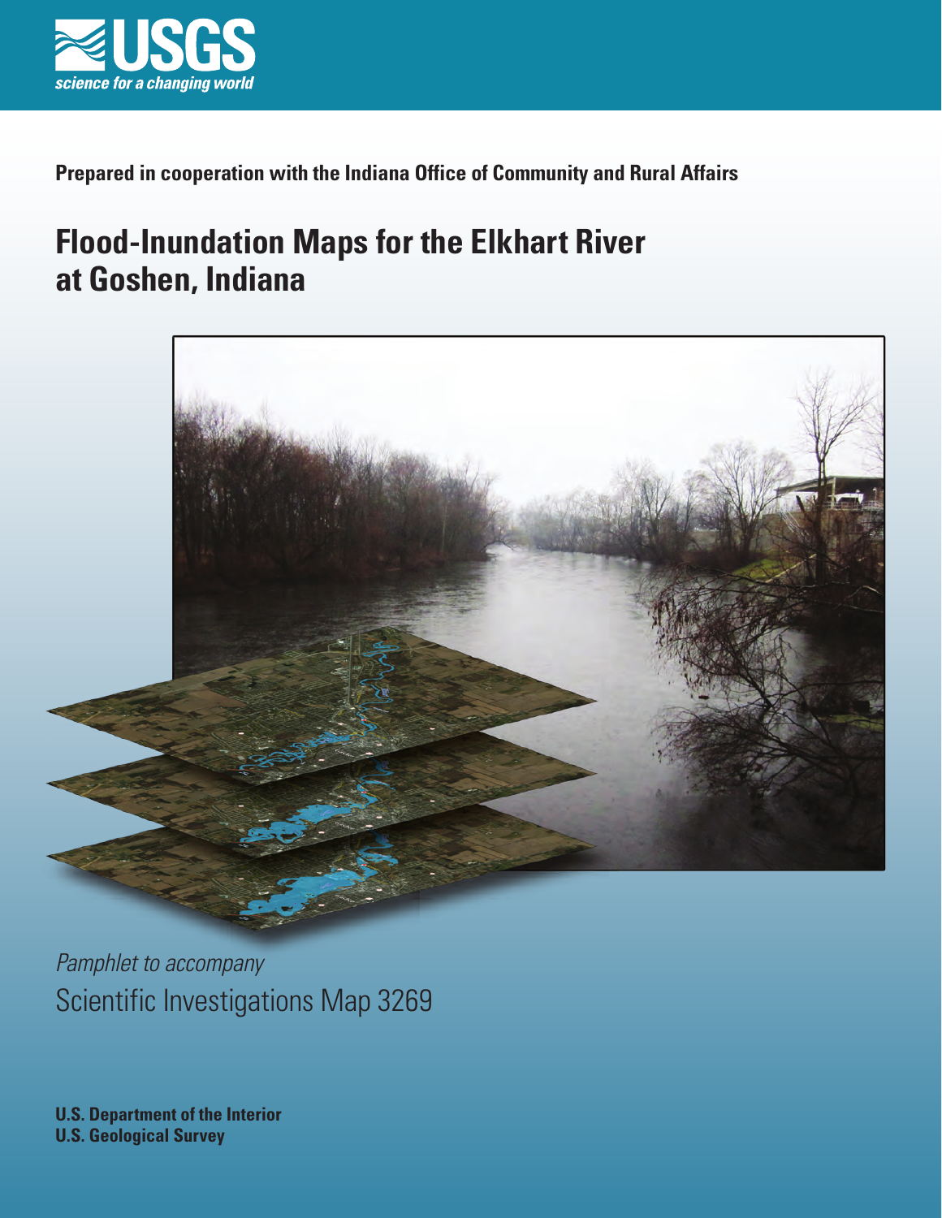USGS

science for a changing world

**Prepared in cooperation with the Indiana Office of Community and Rural Affairs**

# Flood-Inundation Maps for the Elkhart River at Goshen, Indiana

*Pamphlet to accompany*

Scientific Investigations Map 3269

**U.S. Department of the Interior**
**U.S. Geological Survey**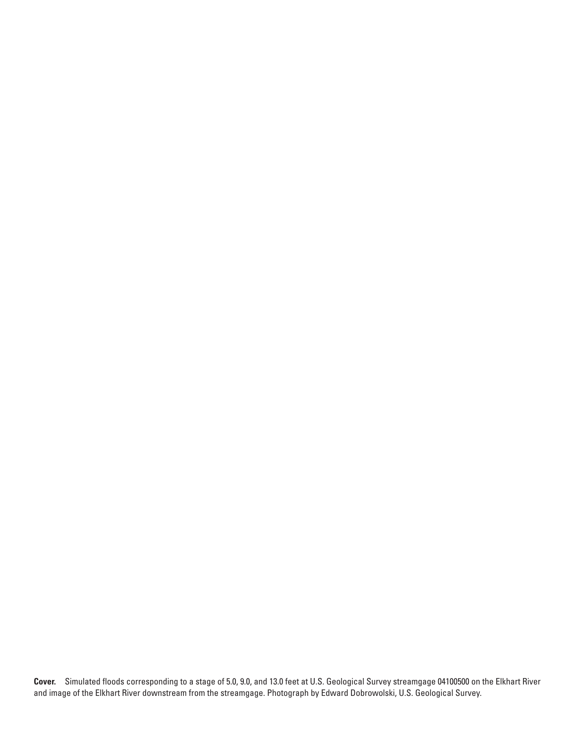**Cover.** Simulated floods corresponding to a stage of 5.0, 9.0, and 13.0 feet at U.S. Geological Survey streamgage 04100500 on the Elkhart River and image of the Elkhart River downstream from the streamgage. Photograph by Edward Dobrowolski, U.S. Geological Survey.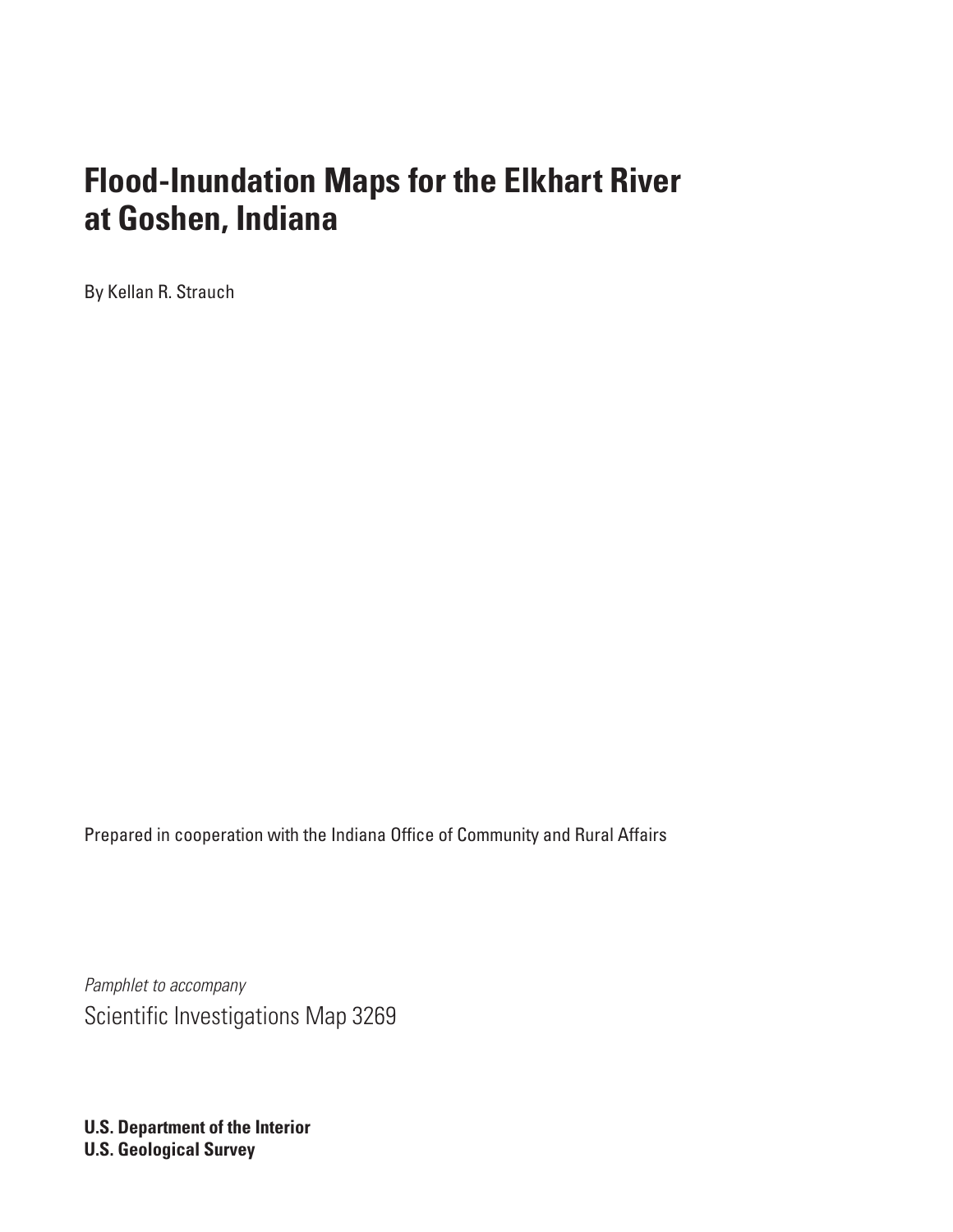# Flood-Inundation Maps for the Elkhart River at Goshen, Indiana

By Kellan R. Strauch

Prepared in cooperation with the Indiana Office of Community and Rural Affairs

*Pamphlet to accompany*

Scientific Investigations Map 3269

**U.S. Department of the Interior**
**U.S. Geological Survey**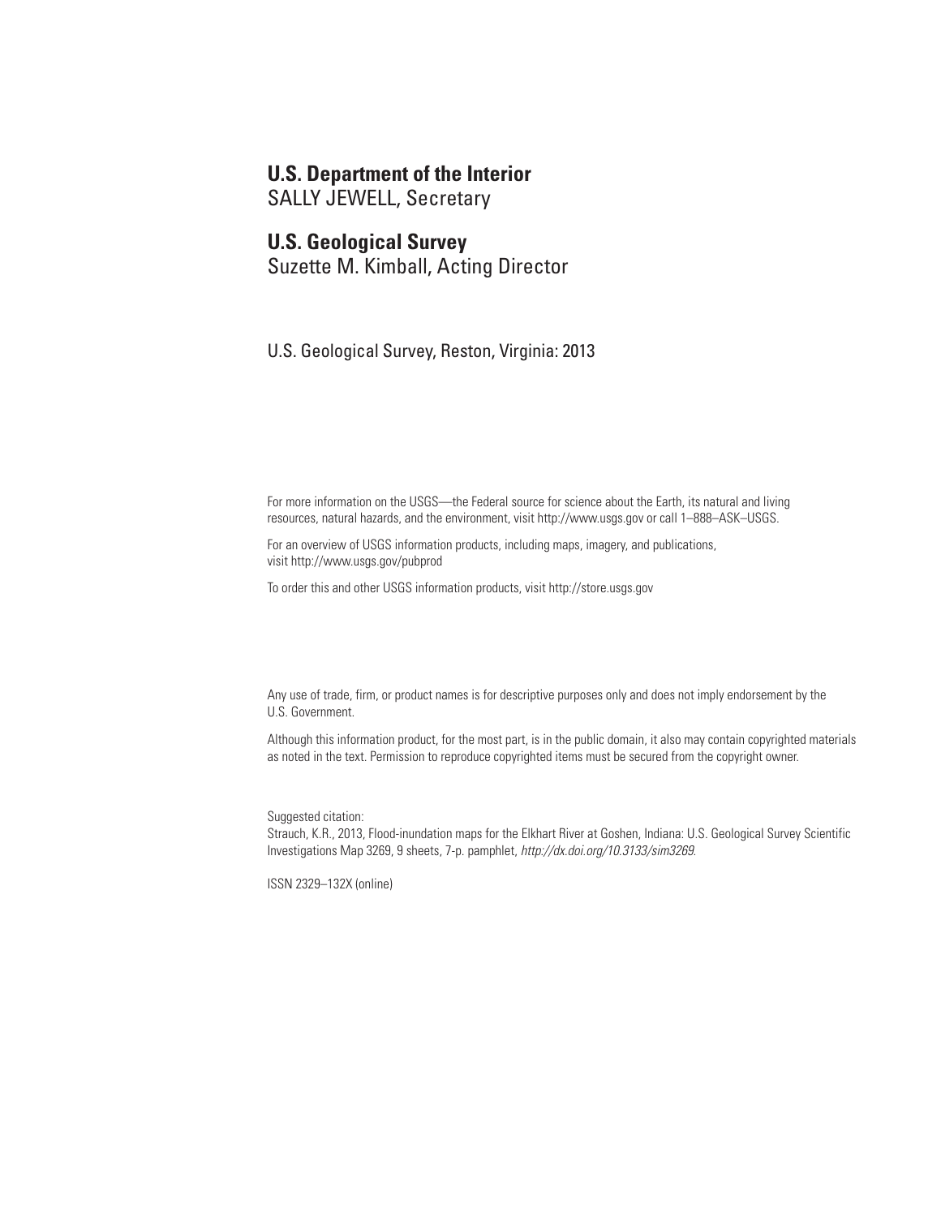**U.S. Department of the Interior**
SALLY JEWELL, Secretary

**U.S. Geological Survey**
Suzette M. Kimball, Acting Director

U.S. Geological Survey, Reston, Virginia: 2013

For more information on the USGS—the Federal source for science about the Earth, its natural and living resources, natural hazards, and the environment, visit http://www.usgs.gov or call 1–888–ASK–USGS.

For an overview of USGS information products, including maps, imagery, and publications, visit http://www.usgs.gov/pubprod

To order this and other USGS information products, visit http://store.usgs.gov

Any use of trade, firm, or product names is for descriptive purposes only and does not imply endorsement by the U.S. Government.

Although this information product, for the most part, is in the public domain, it also may contain copyrighted materials as noted in the text. Permission to reproduce copyrighted items must be secured from the copyright owner.

Suggested citation:
Strauch, K.R., 2013, Flood-inundation maps for the Elkhart River at Goshen, Indiana: U.S. Geological Survey Scientific Investigations Map 3269, 9 sheets, 7-p. pamphlet, *http://dx.doi.org/10.3133/sim3269*.

ISSN 2329–132X (online)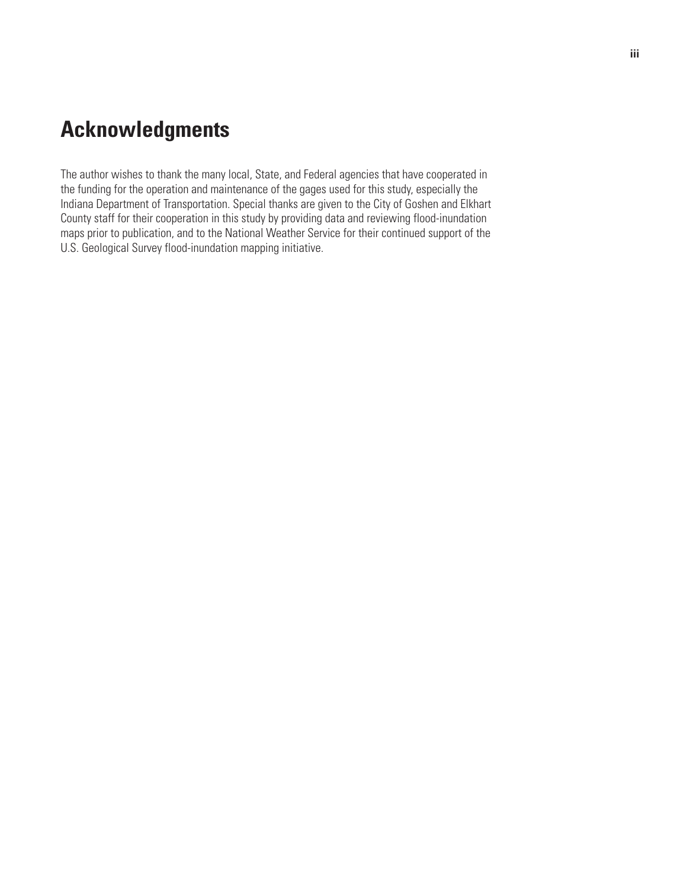# Acknowledgments

The author wishes to thank the many local, State, and Federal agencies that have cooperated in the funding for the operation and maintenance of the gages used for this study, especially the Indiana Department of Transportation. Special thanks are given to the City of Goshen and Elkhart County staff for their cooperation in this study by providing data and reviewing flood-inundation maps prior to publication, and to the National Weather Service for their continued support of the U.S. Geological Survey flood-inundation mapping initiative.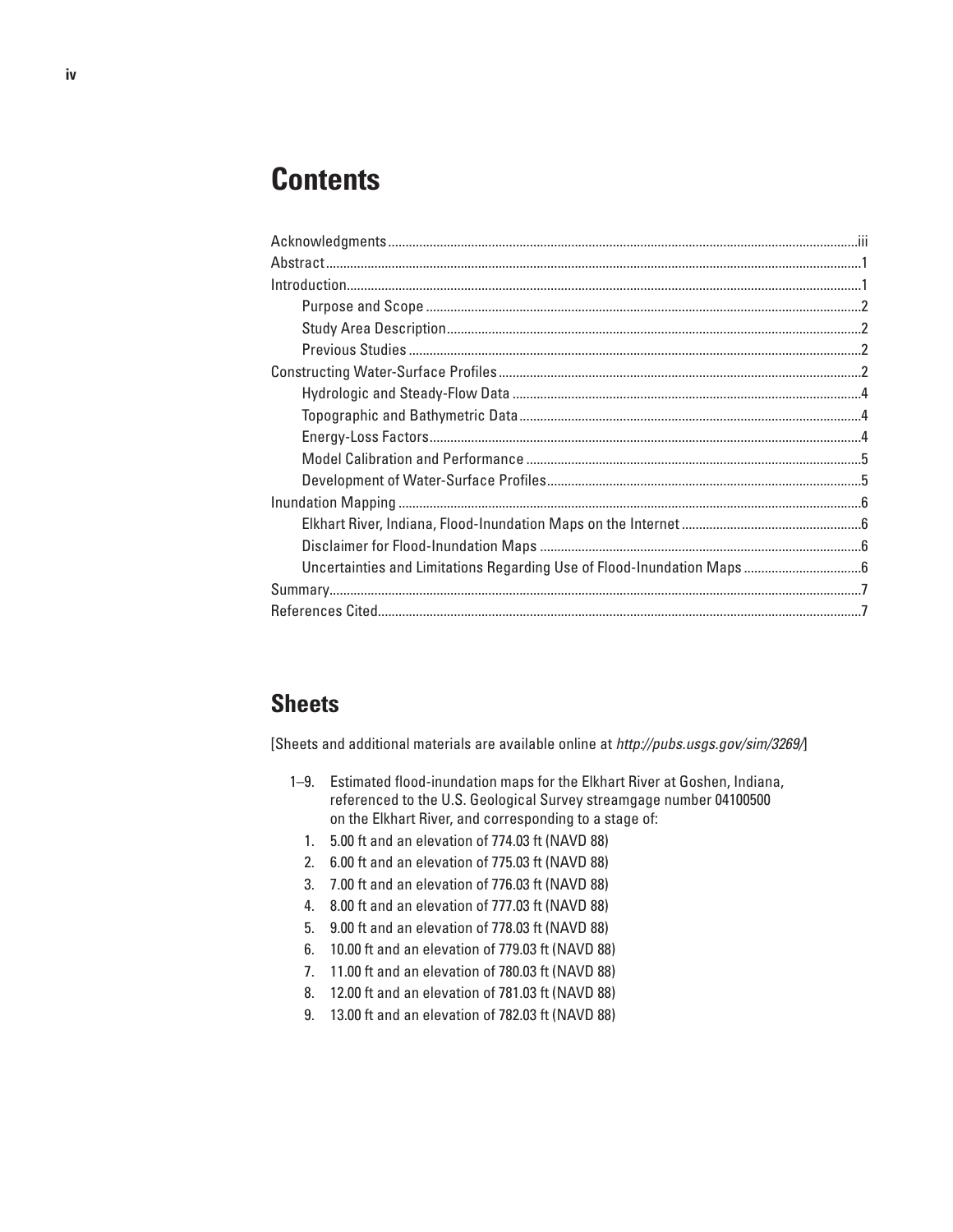# Contents

Acknowledgments ..... iii
Abstract ..... 1
Introduction ..... 1
- Purpose and Scope ..... 2
- Study Area Description ..... 2
- Previous Studies ..... 2

Constructing Water-Surface Profiles ..... 2
- Hydrologic and Steady-Flow Data ..... 4
- Topographic and Bathymetric Data ..... 4
- Energy-Loss Factors ..... 4
- Model Calibration and Performance ..... 5
- Development of Water-Surface Profiles ..... 5

Inundation Mapping ..... 6
- Elkhart River, Indiana, Flood-Inundation Maps on the Internet ..... 6
- Disclaimer for Flood-Inundation Maps ..... 6
- Uncertainties and Limitations Regarding Use of Flood-Inundation Maps ..... 6

Summary ..... 7
References Cited ..... 7

## Sheets

[Sheets and additional materials are available online at *http://pubs.usgs.gov/sim/3269/*]

1–9. Estimated flood-inundation maps for the Elkhart River at Goshen, Indiana, referenced to the U.S. Geological Survey streamgage number 04100500 on the Elkhart River, and corresponding to a stage of:

1. 5.00 ft and an elevation of 774.03 ft (NAVD 88)
2. 6.00 ft and an elevation of 775.03 ft (NAVD 88)
3. 7.00 ft and an elevation of 776.03 ft (NAVD 88)
4. 8.00 ft and an elevation of 777.03 ft (NAVD 88)
5. 9.00 ft and an elevation of 778.03 ft (NAVD 88)
6. 10.00 ft and an elevation of 779.03 ft (NAVD 88)
7. 11.00 ft and an elevation of 780.03 ft (NAVD 88)
8. 12.00 ft and an elevation of 781.03 ft (NAVD 88)
9. 13.00 ft and an elevation of 782.03 ft (NAVD 88)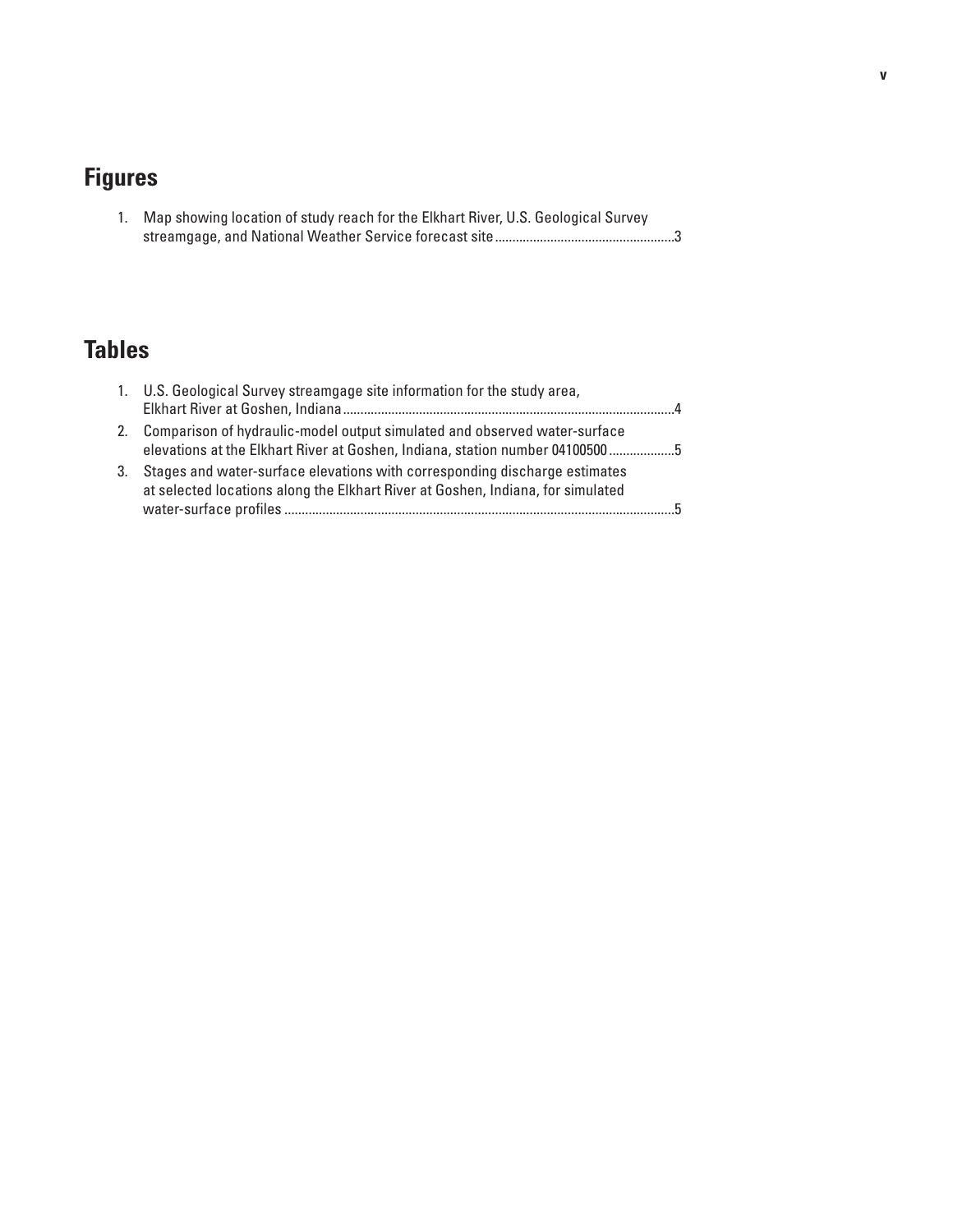# Figures

1. Map showing location of study reach for the Elkhart River, U.S. Geological Survey streamgage, and National Weather Service forecast site....................................................3

# Tables

1. U.S. Geological Survey streamgage site information for the study area, Elkhart River at Goshen, Indiana...............................................................................................4
2. Comparison of hydraulic-model output simulated and observed water-surface elevations at the Elkhart River at Goshen, Indiana, station number 04100500..................5
3. Stages and water-surface elevations with corresponding discharge estimates at selected locations along the Elkhart River at Goshen, Indiana, for simulated water-surface profiles ................................................................................................................5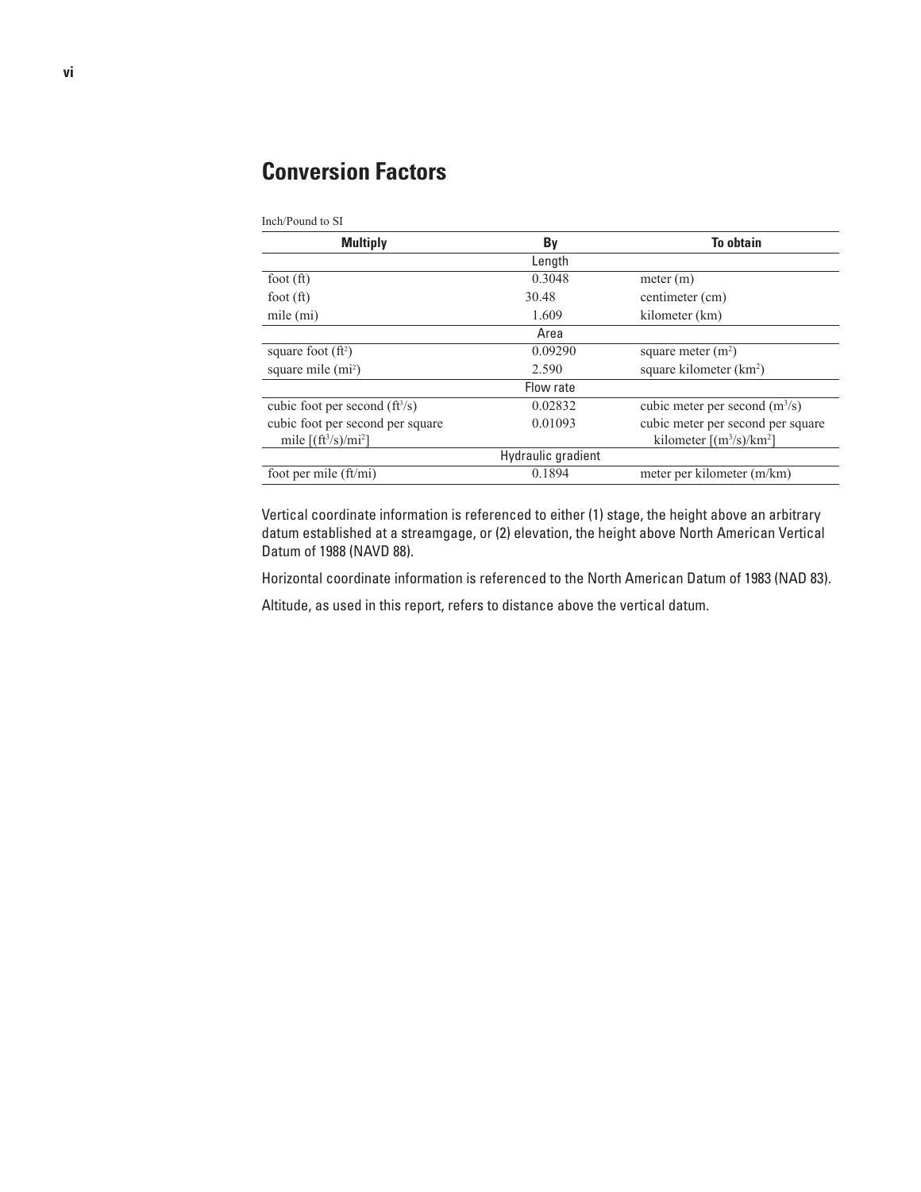## Conversion Factors

Inch/Pound to SI

| Multiply | By | To obtain |
|---|---|---|
| | Length | |
| foot (ft) | 0.3048 | meter (m) |
| foot (ft) | 30.48 | centimeter (cm) |
| mile (mi) | 1.609 | kilometer (km) |
| | Area | |
| square foot ($ft^2$) | 0.09290 | square meter ($m^2$) |
| square mile ($mi^2$) | 2.590 | square kilometer ($km^2$) |
| | Flow rate | |
| cubic foot per second ($ft^3/s$) | 0.02832 | cubic meter per second ($m^3/s$) |
| cubic foot per second per square mile [$(ft^3/s)/mi^2$] | 0.01093 | cubic meter per second per square kilometer [$(m^3/s)/km^2$] |
| | Hydraulic gradient | |
| foot per mile (ft/mi) | 0.1894 | meter per kilometer (m/km) |

Vertical coordinate information is referenced to either (1) stage, the height above an arbitrary datum established at a streamgage, or (2) elevation, the height above North American Vertical Datum of 1988 (NAVD 88).

Horizontal coordinate information is referenced to the North American Datum of 1983 (NAD 83).

Altitude, as used in this report, refers to distance above the vertical datum.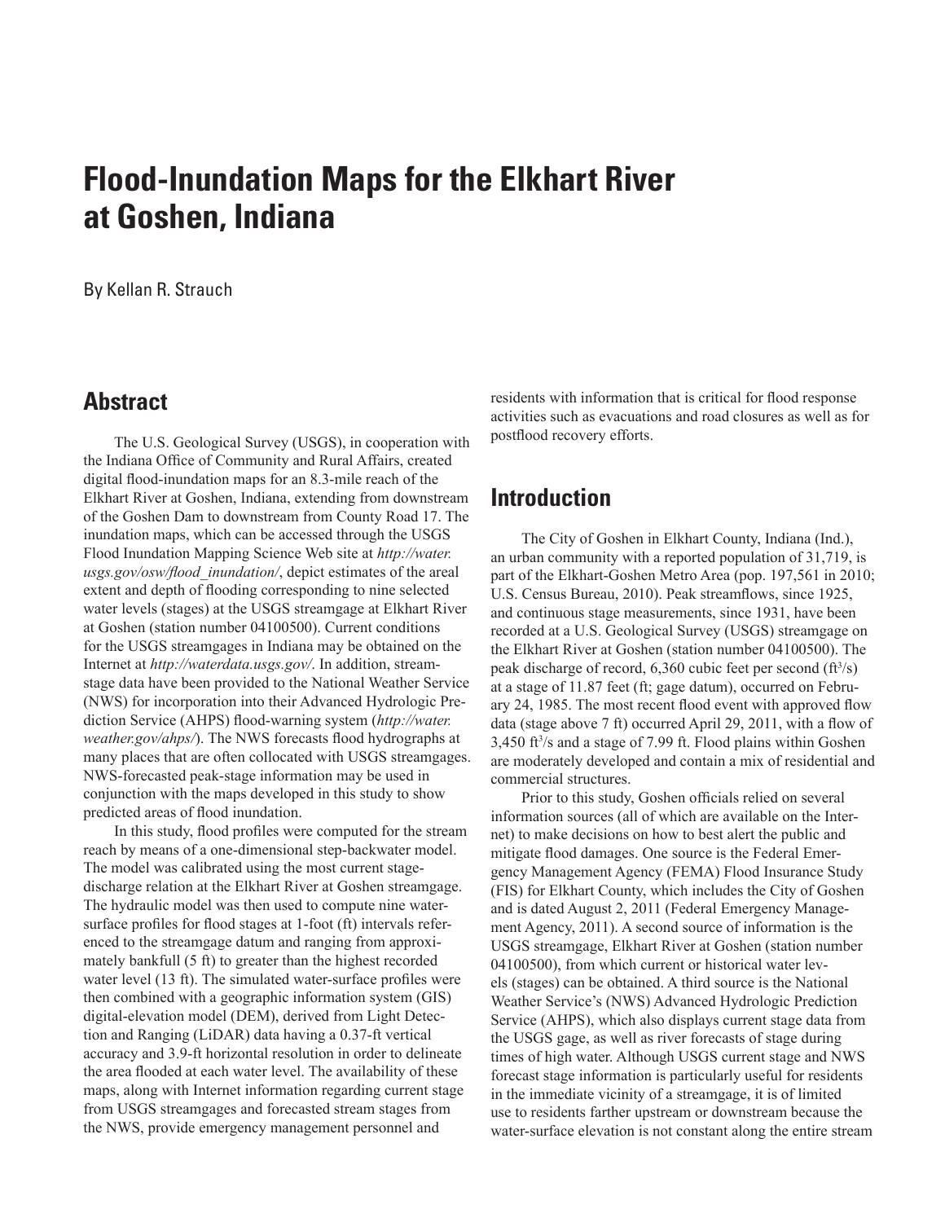# Flood-Inundation Maps for the Elkhart River at Goshen, Indiana

By Kellan R. Strauch

## Abstract

The U.S. Geological Survey (USGS), in cooperation with the Indiana Office of Community and Rural Affairs, created digital flood-inundation maps for an 8.3-mile reach of the Elkhart River at Goshen, Indiana, extending from downstream of the Goshen Dam to downstream from County Road 17. The inundation maps, which can be accessed through the USGS Flood Inundation Mapping Science Web site at *http://water.usgs.gov/osw/flood_inundation/*, depict estimates of the areal extent and depth of flooding corresponding to nine selected water levels (stages) at the USGS streamgage at Elkhart River at Goshen (station number 04100500). Current conditions for the USGS streamgages in Indiana may be obtained on the Internet at *http://waterdata.usgs.gov/*. In addition, streamstage data have been provided to the National Weather Service (NWS) for incorporation into their Advanced Hydrologic Prediction Service (AHPS) flood-warning system (*http://water.weather.gov/ahps/*). The NWS forecasts flood hydrographs at many places that are often collocated with USGS streamgages. NWS-forecasted peak-stage information may be used in conjunction with the maps developed in this study to show predicted areas of flood inundation.

In this study, flood profiles were computed for the stream reach by means of a one-dimensional step-backwater model. The model was calibrated using the most current stage-discharge relation at the Elkhart River at Goshen streamgage. The hydraulic model was then used to compute nine water-surface profiles for flood stages at 1-foot (ft) intervals referenced to the streamgage datum and ranging from approximately bankfull (5 ft) to greater than the highest recorded water level (13 ft). The simulated water-surface profiles were then combined with a geographic information system (GIS) digital-elevation model (DEM), derived from Light Detection and Ranging (LiDAR) data having a 0.37-ft vertical accuracy and 3.9-ft horizontal resolution in order to delineate the area flooded at each water level. The availability of these maps, along with Internet information regarding current stage from USGS streamgages and forecasted stream stages from the NWS, provide emergency management personnel and residents with information that is critical for flood response activities such as evacuations and road closures as well as for postflood recovery efforts.

## Introduction

The City of Goshen in Elkhart County, Indiana (Ind.), an urban community with a reported population of 31,719, is part of the Elkhart-Goshen Metro Area (pop. 197,561 in 2010; U.S. Census Bureau, 2010). Peak streamflows, since 1925, and continuous stage measurements, since 1931, have been recorded at a U.S. Geological Survey (USGS) streamgage on the Elkhart River at Goshen (station number 04100500). The peak discharge of record, 6,360 cubic feet per second ($ft^3/s$) at a stage of 11.87 feet (ft; gage datum), occurred on February 24, 1985. The most recent flood event with approved flow data (stage above 7 ft) occurred April 29, 2011, with a flow of 3,450 $ft^3/s$ and a stage of 7.99 ft. Flood plains within Goshen are moderately developed and contain a mix of residential and commercial structures.

Prior to this study, Goshen officials relied on several information sources (all of which are available on the Internet) to make decisions on how to best alert the public and mitigate flood damages. One source is the Federal Emergency Management Agency (FEMA) Flood Insurance Study (FIS) for Elkhart County, which includes the City of Goshen and is dated August 2, 2011 (Federal Emergency Management Agency, 2011). A second source of information is the USGS streamgage, Elkhart River at Goshen (station number 04100500), from which current or historical water levels (stages) can be obtained. A third source is the National Weather Service's (NWS) Advanced Hydrologic Prediction Service (AHPS), which also displays current stage data from the USGS gage, as well as river forecasts of stage during times of high water. Although USGS current stage and NWS forecast stage information is particularly useful for residents in the immediate vicinity of a streamgage, it is of limited use to residents farther upstream or downstream because the water-surface elevation is not constant along the entire stream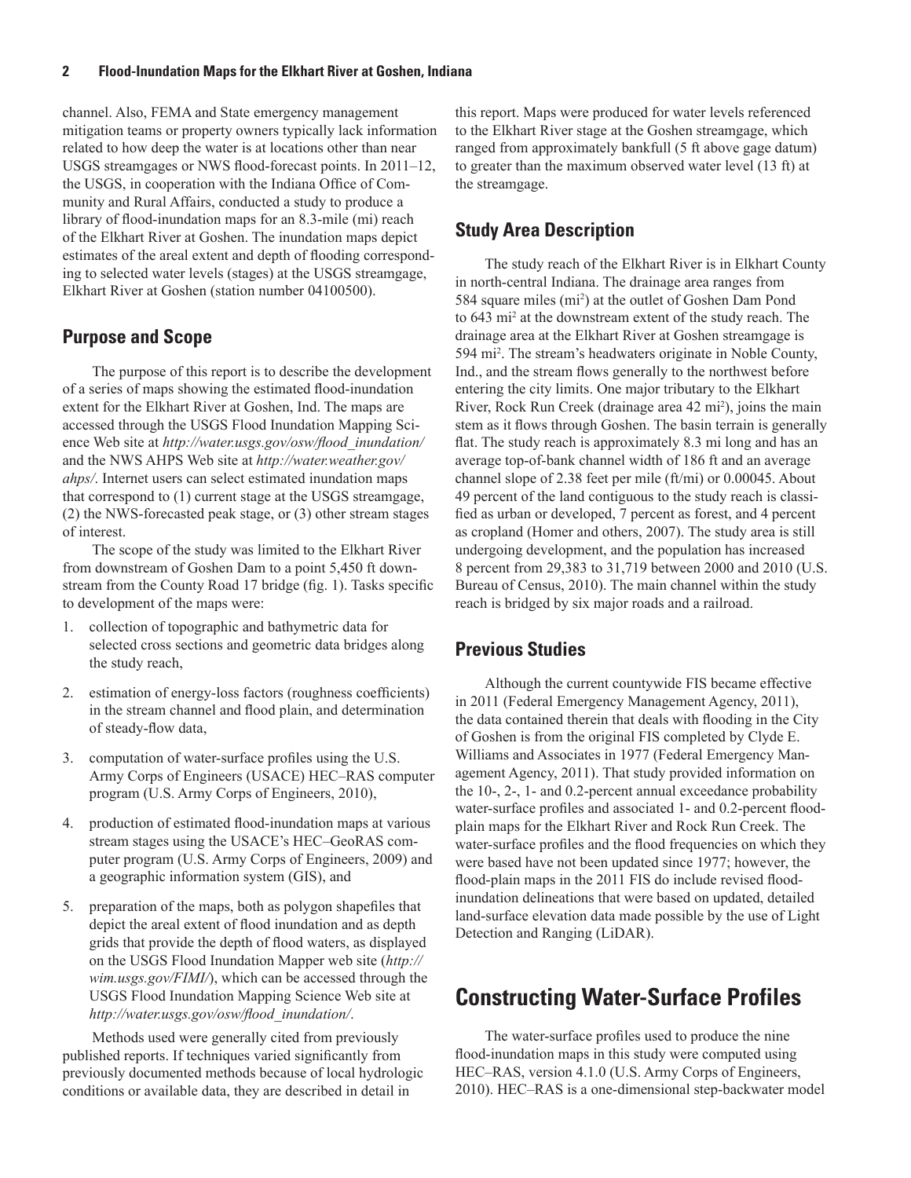channel. Also, FEMA and State emergency management mitigation teams or property owners typically lack information related to how deep the water is at locations other than near USGS streamgages or NWS flood-forecast points. In 2011–12, the USGS, in cooperation with the Indiana Office of Community and Rural Affairs, conducted a study to produce a library of flood-inundation maps for an 8.3-mile (mi) reach of the Elkhart River at Goshen. The inundation maps depict estimates of the areal extent and depth of flooding corresponding to selected water levels (stages) at the USGS streamgage, Elkhart River at Goshen (station number 04100500).

## Purpose and Scope

The purpose of this report is to describe the development of a series of maps showing the estimated flood-inundation extent for the Elkhart River at Goshen, Ind. The maps are accessed through the USGS Flood Inundation Mapping Science Web site at *http://water.usgs.gov/osw/flood_inundation/* and the NWS AHPS Web site at *http://water.weather.gov/ahps/*. Internet users can select estimated inundation maps that correspond to (1) current stage at the USGS streamgage, (2) the NWS-forecasted peak stage, or (3) other stream stages of interest.

The scope of the study was limited to the Elkhart River from downstream of Goshen Dam to a point 5,450 ft downstream from the County Road 17 bridge (fig. 1). Tasks specific to development of the maps were:

1. collection of topographic and bathymetric data for selected cross sections and geometric data bridges along the study reach,
2. estimation of energy-loss factors (roughness coefficients) in the stream channel and flood plain, and determination of steady-flow data,
3. computation of water-surface profiles using the U.S. Army Corps of Engineers (USACE) HEC–RAS computer program (U.S. Army Corps of Engineers, 2010),
4. production of estimated flood-inundation maps at various stream stages using the USACE's HEC–GeoRAS computer program (U.S. Army Corps of Engineers, 2009) and a geographic information system (GIS), and
5. preparation of the maps, both as polygon shapefiles that depict the areal extent of flood inundation and as depth grids that provide the depth of flood waters, as displayed on the USGS Flood Inundation Mapper web site (*http://wim.usgs.gov/FIMI/*), which can be accessed through the USGS Flood Inundation Mapping Science Web site at *http://water.usgs.gov/osw/flood_inundation/*.

Methods used were generally cited from previously published reports. If techniques varied significantly from previously documented methods because of local hydrologic conditions or available data, they are described in detail in this report. Maps were produced for water levels referenced to the Elkhart River stage at the Goshen streamgage, which ranged from approximately bankfull (5 ft above gage datum) to greater than the maximum observed water level (13 ft) at the streamgage.

## Study Area Description

The study reach of the Elkhart River is in Elkhart County in north-central Indiana. The drainage area ranges from 584 square miles ($mi^2$) at the outlet of Goshen Dam Pond to 643 $mi^2$ at the downstream extent of the study reach. The drainage area at the Elkhart River at Goshen streamgage is 594 $mi^2$. The stream's headwaters originate in Noble County, Ind., and the stream flows generally to the northwest before entering the city limits. One major tributary to the Elkhart River, Rock Run Creek (drainage area 42 $mi^2$), joins the main stem as it flows through Goshen. The basin terrain is generally flat. The study reach is approximately 8.3 mi long and has an average top-of-bank channel width of 186 ft and an average channel slope of 2.38 feet per mile (ft/mi) or 0.00045. About 49 percent of the land contiguous to the study reach is classified as urban or developed, 7 percent as forest, and 4 percent as cropland (Homer and others, 2007). The study area is still undergoing development, and the population has increased 8 percent from 29,383 to 31,719 between 2000 and 2010 (U.S. Bureau of Census, 2010). The main channel within the study reach is bridged by six major roads and a railroad.

## Previous Studies

Although the current countywide FIS became effective in 2011 (Federal Emergency Management Agency, 2011), the data contained therein that deals with flooding in the City of Goshen is from the original FIS completed by Clyde E. Williams and Associates in 1977 (Federal Emergency Management Agency, 2011). That study provided information on the 10-, 2-, 1- and 0.2-percent annual exceedance probability water-surface profiles and associated 1- and 0.2-percent flood-plain maps for the Elkhart River and Rock Run Creek. The water-surface profiles and the flood frequencies on which they were based have not been updated since 1977; however, the flood-plain maps in the 2011 FIS do include revised flood-inundation delineations that were based on updated, detailed land-surface elevation data made possible by the use of Light Detection and Ranging (LiDAR).

# Constructing Water-Surface Profiles

The water-surface profiles used to produce the nine flood-inundation maps in this study were computed using HEC–RAS, version 4.1.0 (U.S. Army Corps of Engineers, 2010). HEC–RAS is a one-dimensional step-backwater model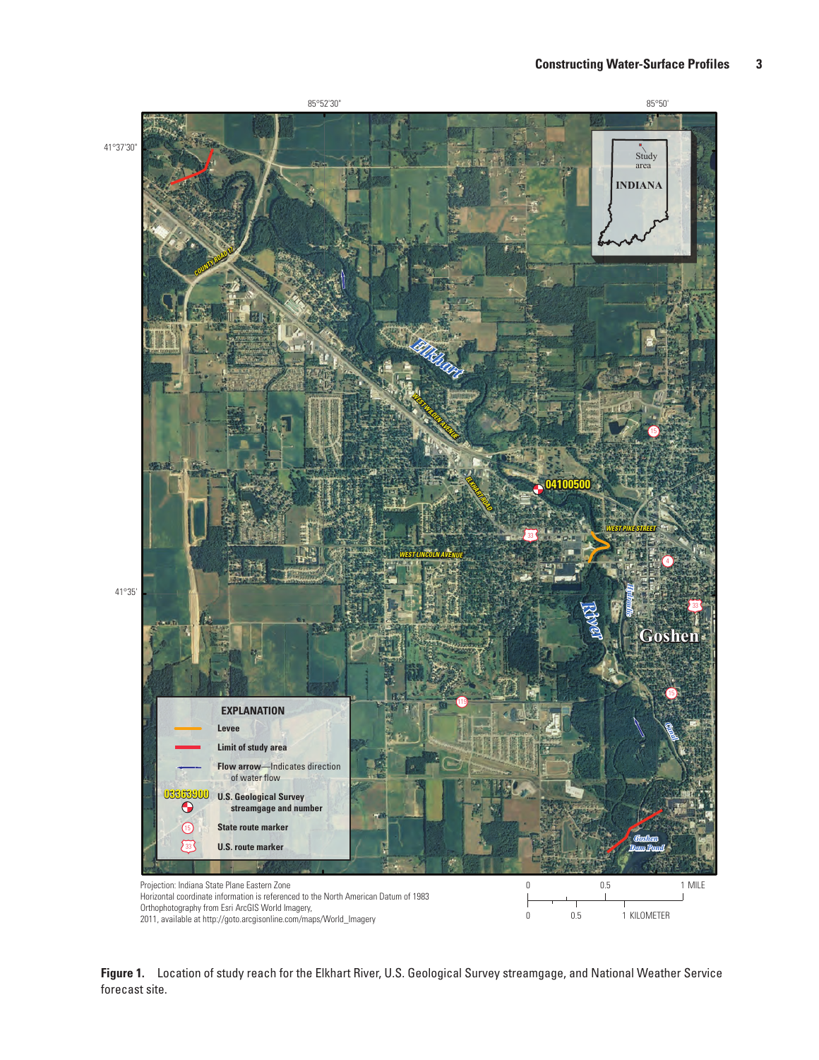**Figure 1.** Location of study reach for the Elkhart River, U.S. Geological Survey streamgage, and National Weather Service forecast site.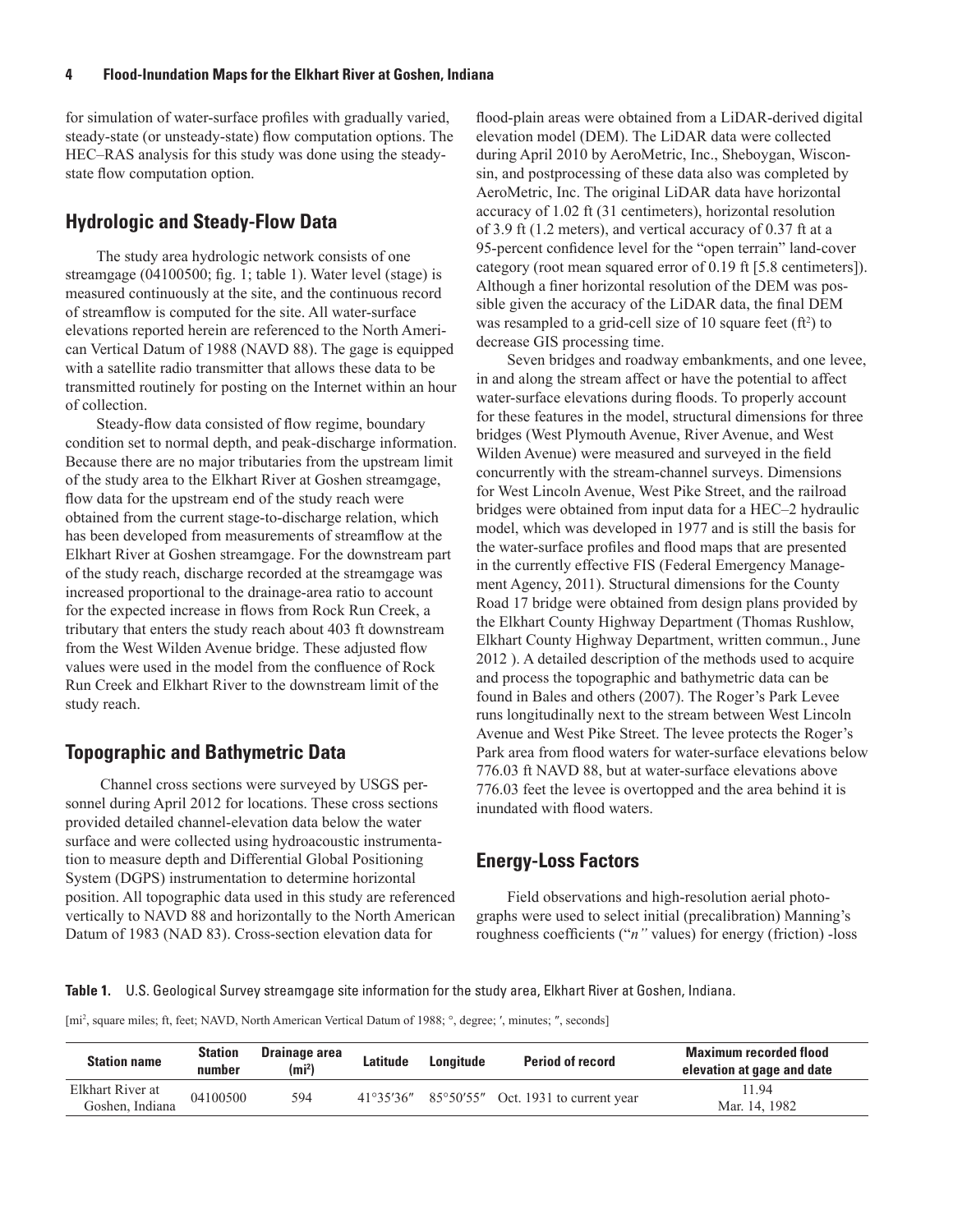for simulation of water-surface profiles with gradually varied, steady-state (or unsteady-state) flow computation options. The HEC–RAS analysis for this study was done using the steady-state flow computation option.

## Hydrologic and Steady-Flow Data

The study area hydrologic network consists of one streamgage (04100500; fig. 1; table 1). Water level (stage) is measured continuously at the site, and the continuous record of streamflow is computed for the site. All water-surface elevations reported herein are referenced to the North American Vertical Datum of 1988 (NAVD 88). The gage is equipped with a satellite radio transmitter that allows these data to be transmitted routinely for posting on the Internet within an hour of collection.

Steady-flow data consisted of flow regime, boundary condition set to normal depth, and peak-discharge information. Because there are no major tributaries from the upstream limit of the study area to the Elkhart River at Goshen streamgage, flow data for the upstream end of the study reach were obtained from the current stage-to-discharge relation, which has been developed from measurements of streamflow at the Elkhart River at Goshen streamgage. For the downstream part of the study reach, discharge recorded at the streamgage was increased proportional to the drainage-area ratio to account for the expected increase in flows from Rock Run Creek, a tributary that enters the study reach about 403 ft downstream from the West Wilden Avenue bridge. These adjusted flow values were used in the model from the confluence of Rock Run Creek and Elkhart River to the downstream limit of the study reach.

## Topographic and Bathymetric Data

Channel cross sections were surveyed by USGS personnel during April 2012 for locations. These cross sections provided detailed channel-elevation data below the water surface and were collected using hydroacoustic instrumentation to measure depth and Differential Global Positioning System (DGPS) instrumentation to determine horizontal position. All topographic data used in this study are referenced vertically to NAVD 88 and horizontally to the North American Datum of 1983 (NAD 83). Cross-section elevation data for flood-plain areas were obtained from a LiDAR-derived digital elevation model (DEM). The LiDAR data were collected during April 2010 by AeroMetric, Inc., Sheboygan, Wisconsin, and postprocessing of these data also was completed by AeroMetric, Inc. The original LiDAR data have horizontal accuracy of 1.02 ft (31 centimeters), horizontal resolution of 3.9 ft (1.2 meters), and vertical accuracy of 0.37 ft at a 95-percent confidence level for the "open terrain" land-cover category (root mean squared error of 0.19 ft [5.8 centimeters]). Although a finer horizontal resolution of the DEM was possible given the accuracy of the LiDAR data, the final DEM was resampled to a grid-cell size of 10 square feet ($ft^2$) to decrease GIS processing time.

Seven bridges and roadway embankments, and one levee, in and along the stream affect or have the potential to affect water-surface elevations during floods. To properly account for these features in the model, structural dimensions for three bridges (West Plymouth Avenue, River Avenue, and West Wilden Avenue) were measured and surveyed in the field concurrently with the stream-channel surveys. Dimensions for West Lincoln Avenue, West Pike Street, and the railroad bridges were obtained from input data for a HEC–2 hydraulic model, which was developed in 1977 and is still the basis for the water-surface profiles and flood maps that are presented in the currently effective FIS (Federal Emergency Management Agency, 2011). Structural dimensions for the County Road 17 bridge were obtained from design plans provided by the Elkhart County Highway Department (Thomas Rushlow, Elkhart County Highway Department, written commun., June 2012 ). A detailed description of the methods used to acquire and process the topographic and bathymetric data can be found in Bales and others (2007). The Roger's Park Levee runs longitudinally next to the stream between West Lincoln Avenue and West Pike Street. The levee protects the Roger's Park area from flood waters for water-surface elevations below 776.03 ft NAVD 88, but at water-surface elevations above 776.03 feet the levee is overtopped and the area behind it is inundated with flood waters.

## Energy-Loss Factors

Field observations and high-resolution aerial photographs were used to select initial (precalibration) Manning's roughness coefficients ("*n*" values) for energy (friction) -loss

**Table 1.** U.S. Geological Survey streamgage site information for the study area, Elkhart River at Goshen, Indiana.

[$mi^2$, square miles; ft, feet; NAVD, North American Vertical Datum of 1988; °, degree; ′, minutes; ″, seconds]

| Station name | Station number | Drainage area ($mi^2$) | Latitude | Longitude | Period of record | Maximum recorded flood elevation at gage and date |
|---|---|---|---|---|---|---|
| Elkhart River at Goshen, Indiana | 04100500 | 594 | 41°35′36″ | 85°50′55″ | Oct. 1931 to current year | 11.94 Mar. 14, 1982 |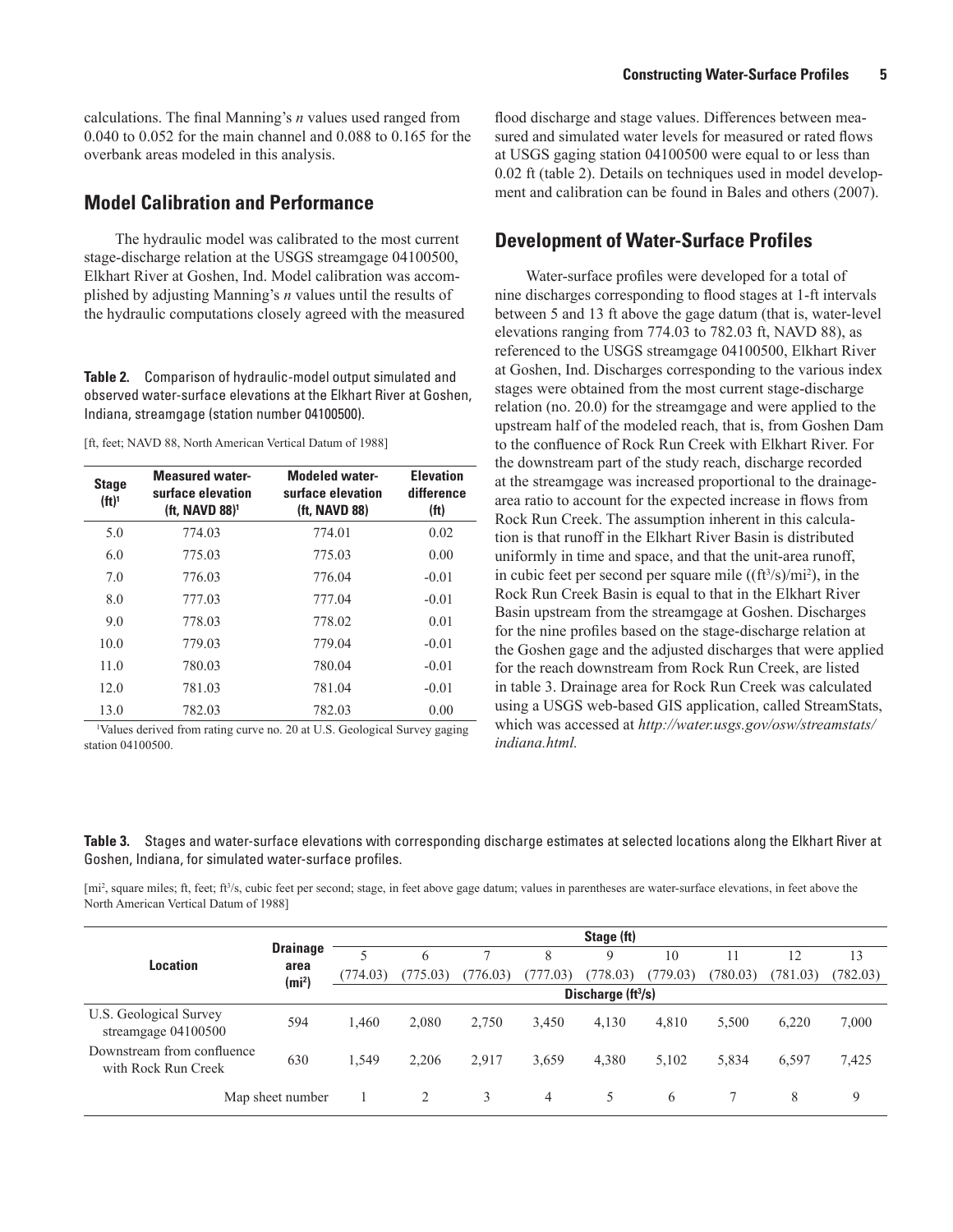calculations. The final Manning's *n* values used ranged from 0.040 to 0.052 for the main channel and 0.088 to 0.165 for the overbank areas modeled in this analysis.

## Model Calibration and Performance

The hydraulic model was calibrated to the most current stage-discharge relation at the USGS streamgage 04100500, Elkhart River at Goshen, Ind. Model calibration was accomplished by adjusting Manning's *n* values until the results of the hydraulic computations closely agreed with the measured flood discharge and stage values. Differences between measured and simulated water levels for measured or rated flows at USGS gaging station 04100500 were equal to or less than 0.02 ft (table 2). Details on techniques used in model development and calibration can be found in Bales and others (2007).

**Table 2.** Comparison of hydraulic-model output simulated and observed water-surface elevations at the Elkhart River at Goshen, Indiana, streamgage (station number 04100500).

[ft, feet; NAVD 88, North American Vertical Datum of 1988]

| Stage (ft)[1] | Measured water-surface elevation (ft, NAVD 88)[1] | Modeled water-surface elevation (ft, NAVD 88) | Elevation difference (ft) |
|---|---|---|---|
| 5.0 | 774.03 | 774.01 | 0.02 |
| 6.0 | 775.03 | 775.03 | 0.00 |
| 7.0 | 776.03 | 776.04 | -0.01 |
| 8.0 | 777.03 | 777.04 | -0.01 |
| 9.0 | 778.03 | 778.02 | 0.01 |
| 10.0 | 779.03 | 779.04 | -0.01 |
| 11.0 | 780.03 | 780.04 | -0.01 |
| 12.0 | 781.03 | 781.04 | -0.01 |
| 13.0 | 782.03 | 782.03 | 0.00 |

[1]Values derived from rating curve no. 20 at U.S. Geological Survey gaging station 04100500.

## Development of Water-Surface Profiles

Water-surface profiles were developed for a total of nine discharges corresponding to flood stages at 1-ft intervals between 5 and 13 ft above the gage datum (that is, water-level elevations ranging from 774.03 to 782.03 ft, NAVD 88), as referenced to the USGS streamgage 04100500, Elkhart River at Goshen, Ind. Discharges corresponding to the various index stages were obtained from the most current stage-discharge relation (no. 20.0) for the streamgage and were applied to the upstream half of the modeled reach, that is, from Goshen Dam to the confluence of Rock Run Creek with Elkhart River. For the downstream part of the study reach, discharge recorded at the streamgage was increased proportional to the drainage-area ratio to account for the expected increase in flows from Rock Run Creek. The assumption inherent in this calculation is that runoff in the Elkhart River Basin is distributed uniformly in time and space, and that the unit-area runoff, in cubic feet per second per square mile ($(ft^3/s)/mi^2$), in the Rock Run Creek Basin is equal to that in the Elkhart River Basin upstream from the streamgage at Goshen. Discharges for the nine profiles based on the stage-discharge relation at the Goshen gage and the adjusted discharges that were applied for the reach downstream from Rock Run Creek, are listed in table 3. Drainage area for Rock Run Creek was calculated using a USGS web-based GIS application, called StreamStats, which was accessed at *http://water.usgs.gov/osw/streamstats/indiana.html.*

**Table 3.** Stages and water-surface elevations with corresponding discharge estimates at selected locations along the Elkhart River at Goshen, Indiana, for simulated water-surface profiles.

[$mi^2$, square miles; ft, feet; $ft^3/s$, cubic feet per second; stage, in feet above gage datum; values in parentheses are water-surface elevations, in feet above the North American Vertical Datum of 1988]

| Location | Drainage area ($mi^2$) | Stage (ft) | | | | | | | | |
|---|---|---|---|---|---|---|---|---|---|---|
| | | 5 (774.03) | 6 (775.03) | 7 (776.03) | 8 (777.03) | 9 (778.03) | 10 (779.03) | 11 (780.03) | 12 (781.03) | 13 (782.03) |
| | | Discharge ($ft^3/s$) | | | | | | | | |
| U.S. Geological Survey streamgage 04100500 | 594 | 1,460 | 2,080 | 2,750 | 3,450 | 4,130 | 4,810 | 5,500 | 6,220 | 7,000 |
| Downstream from confluence with Rock Run Creek | 630 | 1,549 | 2,206 | 2,917 | 3,659 | 4,380 | 5,102 | 5,834 | 6,597 | 7,425 |
| Map sheet number | | 1 | 2 | 3 | 4 | 5 | 6 | 7 | 8 | 9 |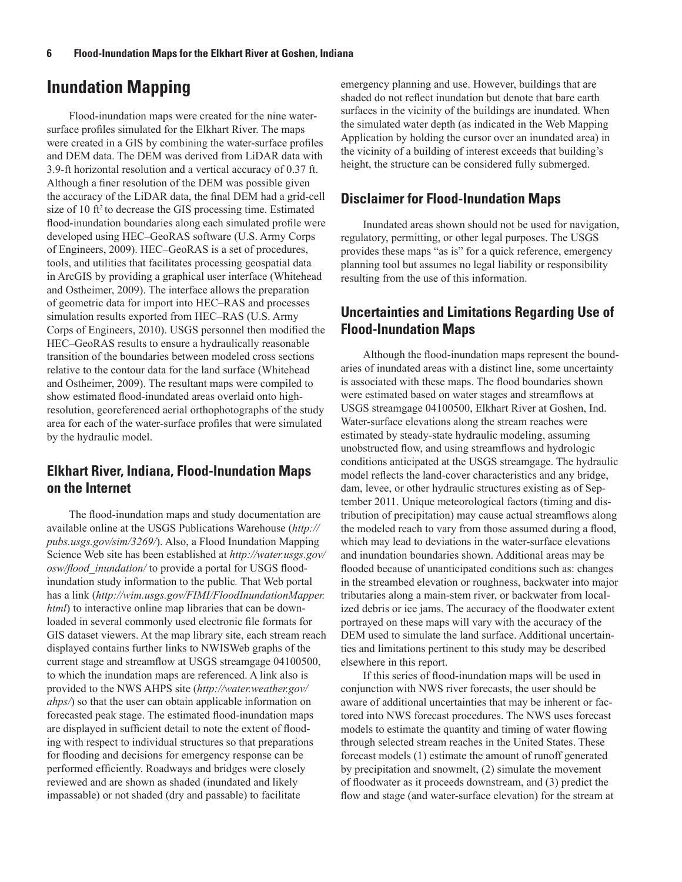# Inundation Mapping

Flood-inundation maps were created for the nine water-surface profiles simulated for the Elkhart River. The maps were created in a GIS by combining the water-surface profiles and DEM data. The DEM was derived from LiDAR data with 3.9-ft horizontal resolution and a vertical accuracy of 0.37 ft. Although a finer resolution of the DEM was possible given the accuracy of the LiDAR data, the final DEM had a grid-cell size of 10 $ft^2$ to decrease the GIS processing time. Estimated flood-inundation boundaries along each simulated profile were developed using HEC–GeoRAS software (U.S. Army Corps of Engineers, 2009). HEC–GeoRAS is a set of procedures, tools, and utilities that facilitates processing geospatial data in ArcGIS by providing a graphical user interface (Whitehead and Ostheimer, 2009). The interface allows the preparation of geometric data for import into HEC–RAS and processes simulation results exported from HEC–RAS (U.S. Army Corps of Engineers, 2010). USGS personnel then modified the HEC–GeoRAS results to ensure a hydraulically reasonable transition of the boundaries between modeled cross sections relative to the contour data for the land surface (Whitehead and Ostheimer, 2009). The resultant maps were compiled to show estimated flood-inundated areas overlaid onto high-resolution, georeferenced aerial orthophotographs of the study area for each of the water-surface profiles that were simulated by the hydraulic model.

## Elkhart River, Indiana, Flood-Inundation Maps on the Internet

The flood-inundation maps and study documentation are available online at the USGS Publications Warehouse (*http://pubs.usgs.gov/sim/3269/*). Also, a Flood Inundation Mapping Science Web site has been established at *http://water.usgs.gov/osw/flood_inundation/* to provide a portal for USGS flood-inundation study information to the public. That Web portal has a link (*http://wim.usgs.gov/FIMI/FloodInundationMapper.html*) to interactive online map libraries that can be downloaded in several commonly used electronic file formats for GIS dataset viewers. At the map library site, each stream reach displayed contains further links to NWISWeb graphs of the current stage and streamflow at USGS streamgage 04100500, to which the inundation maps are referenced. A link also is provided to the NWS AHPS site (*http://water.weather.gov/ahps/*) so that the user can obtain applicable information on forecasted peak stage. The estimated flood-inundation maps are displayed in sufficient detail to note the extent of flooding with respect to individual structures so that preparations for flooding and decisions for emergency response can be performed efficiently. Roadways and bridges were closely reviewed and are shown as shaded (inundated and likely impassable) or not shaded (dry and passable) to facilitate emergency planning and use. However, buildings that are shaded do not reflect inundation but denote that bare earth surfaces in the vicinity of the buildings are inundated. When the simulated water depth (as indicated in the Web Mapping Application by holding the cursor over an inundated area) in the vicinity of a building of interest exceeds that building's height, the structure can be considered fully submerged.

## Disclaimer for Flood-Inundation Maps

Inundated areas shown should not be used for navigation, regulatory, permitting, or other legal purposes. The USGS provides these maps "as is" for a quick reference, emergency planning tool but assumes no legal liability or responsibility resulting from the use of this information.

## Uncertainties and Limitations Regarding Use of Flood-Inundation Maps

Although the flood-inundation maps represent the boundaries of inundated areas with a distinct line, some uncertainty is associated with these maps. The flood boundaries shown were estimated based on water stages and streamflows at USGS streamgage 04100500, Elkhart River at Goshen, Ind. Water-surface elevations along the stream reaches were estimated by steady-state hydraulic modeling, assuming unobstructed flow, and using streamflows and hydrologic conditions anticipated at the USGS streamgage. The hydraulic model reflects the land-cover characteristics and any bridge, dam, levee, or other hydraulic structures existing as of September 2011. Unique meteorological factors (timing and distribution of precipitation) may cause actual streamflows along the modeled reach to vary from those assumed during a flood, which may lead to deviations in the water-surface elevations and inundation boundaries shown. Additional areas may be flooded because of unanticipated conditions such as: changes in the streambed elevation or roughness, backwater into major tributaries along a main-stem river, or backwater from localized debris or ice jams. The accuracy of the floodwater extent portrayed on these maps will vary with the accuracy of the DEM used to simulate the land surface. Additional uncertainties and limitations pertinent to this study may be described elsewhere in this report.

If this series of flood-inundation maps will be used in conjunction with NWS river forecasts, the user should be aware of additional uncertainties that may be inherent or factored into NWS forecast procedures. The NWS uses forecast models to estimate the quantity and timing of water flowing through selected stream reaches in the United States. These forecast models (1) estimate the amount of runoff generated by precipitation and snowmelt, (2) simulate the movement of floodwater as it proceeds downstream, and (3) predict the flow and stage (and water-surface elevation) for the stream at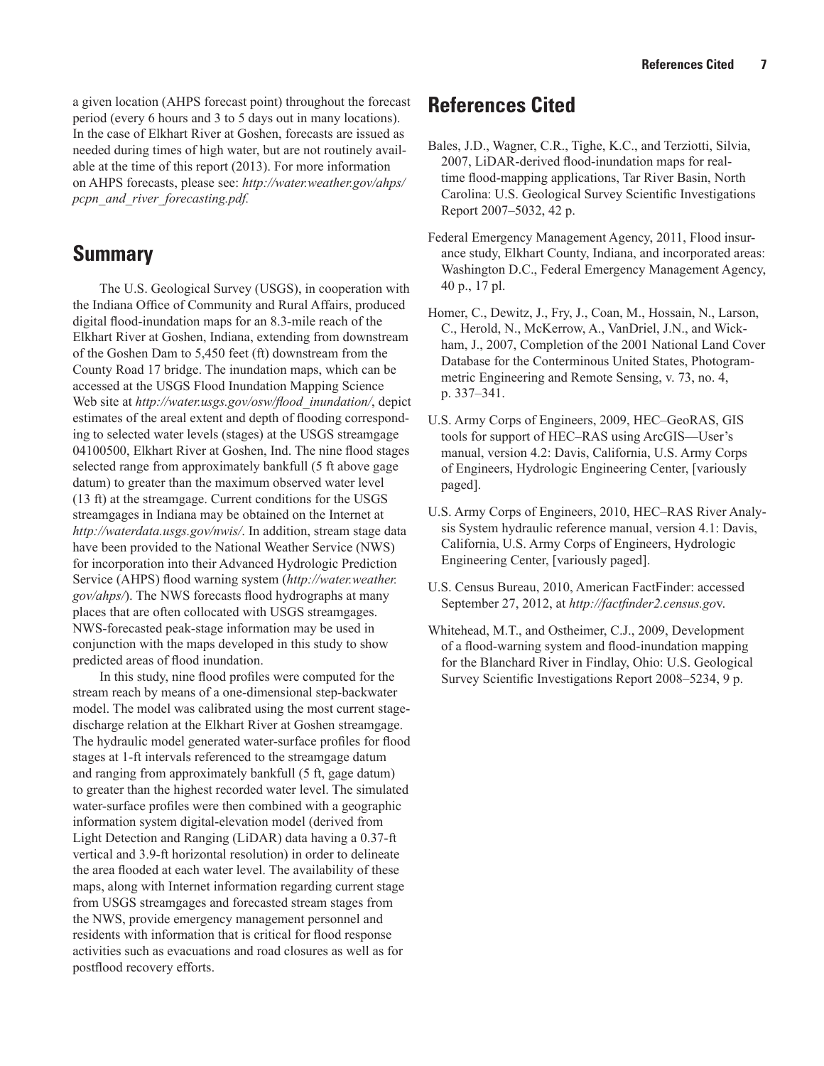a given location (AHPS forecast point) throughout the forecast period (every 6 hours and 3 to 5 days out in many locations). In the case of Elkhart River at Goshen, forecasts are issued as needed during times of high water, but are not routinely available at the time of this report (2013). For more information on AHPS forecasts, please see: *http://water.weather.gov/ahps/pcpn_and_river_forecasting.pdf*.

## Summary

The U.S. Geological Survey (USGS), in cooperation with the Indiana Office of Community and Rural Affairs, produced digital flood-inundation maps for an 8.3-mile reach of the Elkhart River at Goshen, Indiana, extending from downstream of the Goshen Dam to 5,450 feet (ft) downstream from the County Road 17 bridge. The inundation maps, which can be accessed at the USGS Flood Inundation Mapping Science Web site at *http://water.usgs.gov/osw/flood_inundation/*, depict estimates of the areal extent and depth of flooding corresponding to selected water levels (stages) at the USGS streamgage 04100500, Elkhart River at Goshen, Ind. The nine flood stages selected range from approximately bankfull (5 ft above gage datum) to greater than the maximum observed water level (13 ft) at the streamgage. Current conditions for the USGS streamgages in Indiana may be obtained on the Internet at *http://waterdata.usgs.gov/nwis/*. In addition, stream stage data have been provided to the National Weather Service (NWS) for incorporation into their Advanced Hydrologic Prediction Service (AHPS) flood warning system (*http://water.weather.gov/ahps/*). The NWS forecasts flood hydrographs at many places that are often collocated with USGS streamgages. NWS-forecasted peak-stage information may be used in conjunction with the maps developed in this study to show predicted areas of flood inundation.

In this study, nine flood profiles were computed for the stream reach by means of a one-dimensional step-backwater model. The model was calibrated using the most current stage-discharge relation at the Elkhart River at Goshen streamgage. The hydraulic model generated water-surface profiles for flood stages at 1-ft intervals referenced to the streamgage datum and ranging from approximately bankfull (5 ft, gage datum) to greater than the highest recorded water level. The simulated water-surface profiles were then combined with a geographic information system digital-elevation model (derived from Light Detection and Ranging (LiDAR) data having a 0.37-ft vertical and 3.9-ft horizontal resolution) in order to delineate the area flooded at each water level. The availability of these maps, along with Internet information regarding current stage from USGS streamgages and forecasted stream stages from the NWS, provide emergency management personnel and residents with information that is critical for flood response activities such as evacuations and road closures as well as for postflood recovery efforts.

## References Cited

Bales, J.D., Wagner, C.R., Tighe, K.C., and Terziotti, Silvia, 2007, LiDAR-derived flood-inundation maps for real-time flood-mapping applications, Tar River Basin, North Carolina: U.S. Geological Survey Scientific Investigations Report 2007–5032, 42 p.

Federal Emergency Management Agency, 2011, Flood insurance study, Elkhart County, Indiana, and incorporated areas: Washington D.C., Federal Emergency Management Agency, 40 p., 17 pl.

Homer, C., Dewitz, J., Fry, J., Coan, M., Hossain, N., Larson, C., Herold, N., McKerrow, A., VanDriel, J.N., and Wickham, J., 2007, Completion of the 2001 National Land Cover Database for the Conterminous United States, Photogrammetric Engineering and Remote Sensing, v. 73, no. 4, p. 337–341.

U.S. Army Corps of Engineers, 2009, HEC–GeoRAS, GIS tools for support of HEC–RAS using ArcGIS—User's manual, version 4.2: Davis, California, U.S. Army Corps of Engineers, Hydrologic Engineering Center, [variously paged].

U.S. Army Corps of Engineers, 2010, HEC–RAS River Analysis System hydraulic reference manual, version 4.1: Davis, California, U.S. Army Corps of Engineers, Hydrologic Engineering Center, [variously paged].

U.S. Census Bureau, 2010, American FactFinder: accessed September 27, 2012, at *http://factfinder2.census.gov*.

Whitehead, M.T., and Ostheimer, C.J., 2009, Development of a flood-warning system and flood-inundation mapping for the Blanchard River in Findlay, Ohio: U.S. Geological Survey Scientific Investigations Report 2008–5234, 9 p.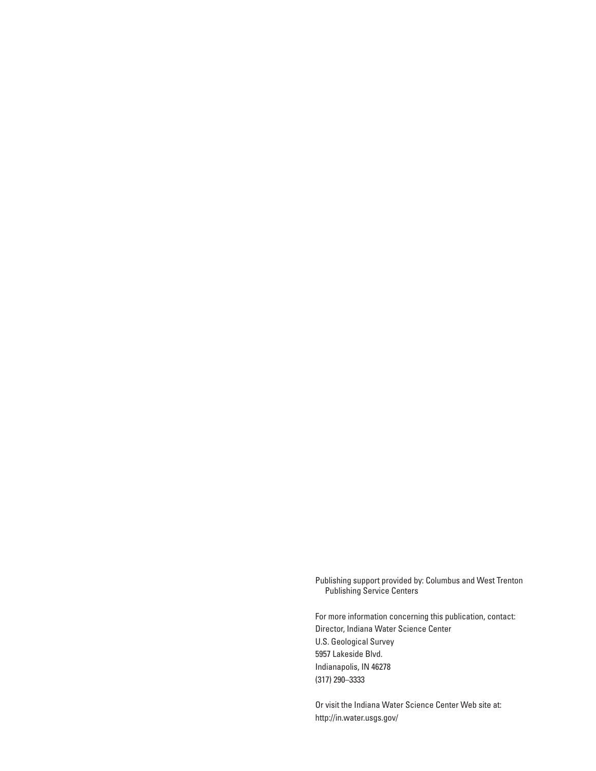Publishing support provided by: Columbus and West Trenton Publishing Service Centers

For more information concerning this publication, contact:
Director, Indiana Water Science Center
U.S. Geological Survey
5957 Lakeside Blvd.
Indianapolis, IN 46278
(317) 290–3333

Or visit the Indiana Water Science Center Web site at:
http://in.water.usgs.gov/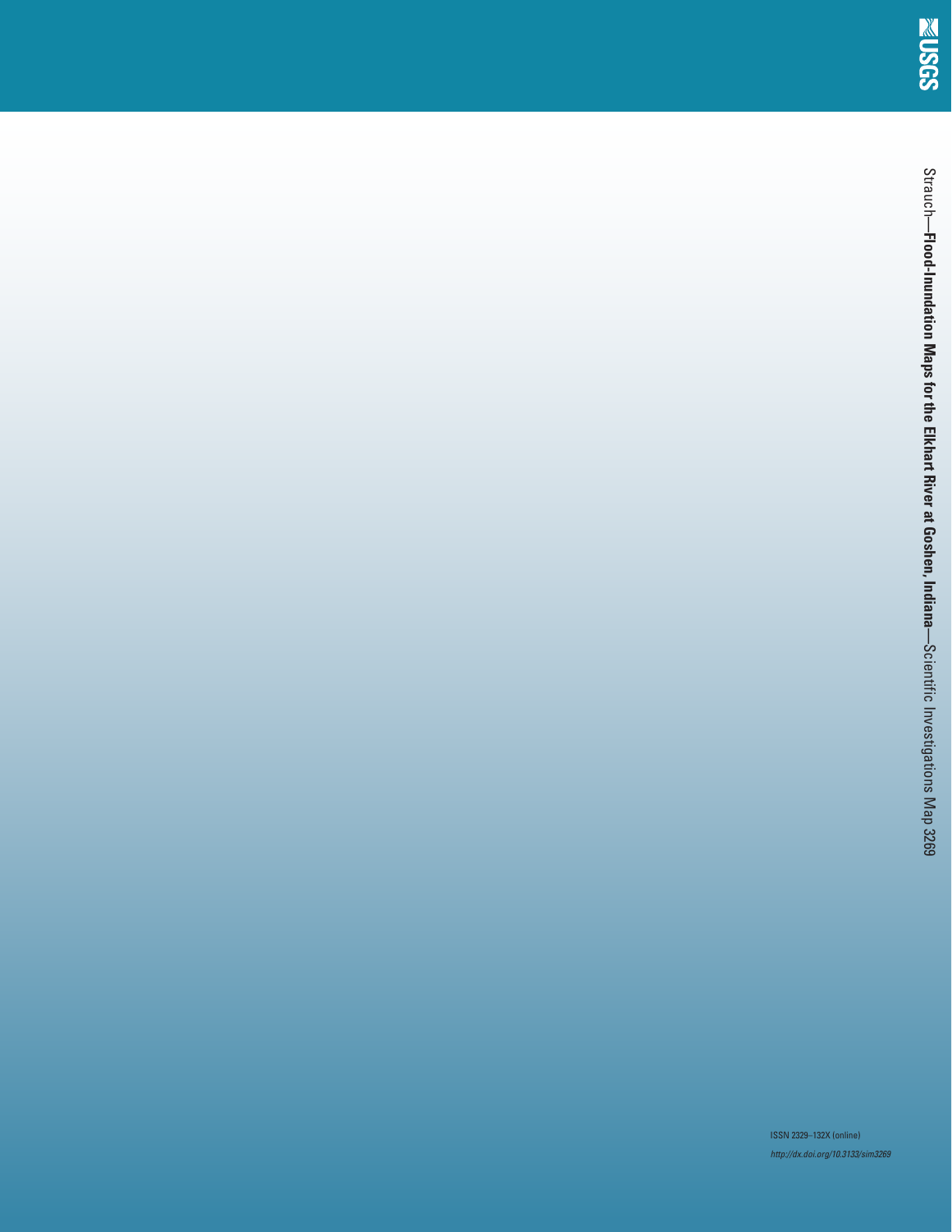Strauch—**Flood-Inundation Maps for the Elkhart River at Goshen, Indiana**—Scientific Investigations Map 3269

ISSN 2329–132X (online)

*http://dx.doi.org/10.3133/sim3269*